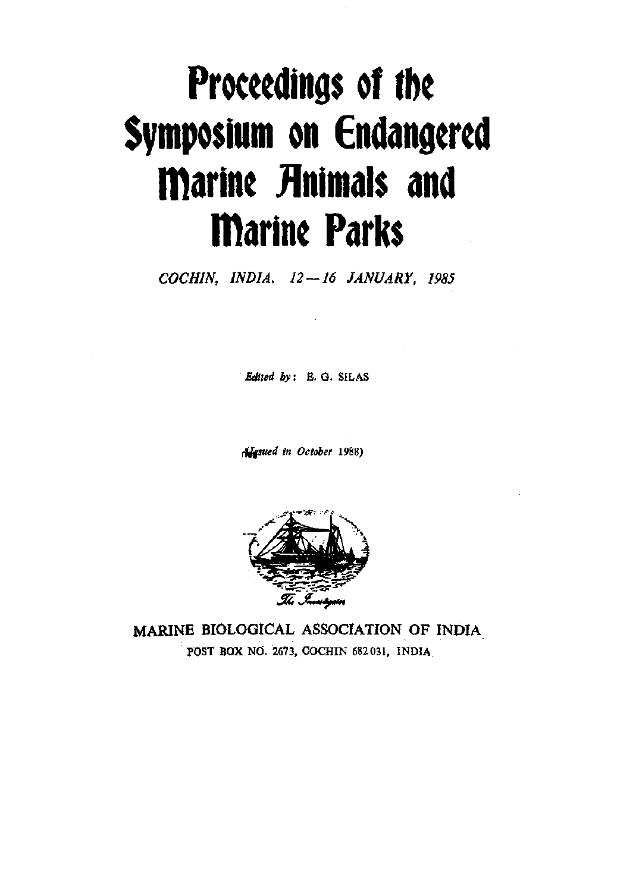# Proceedings of the Symposium on Endangered Marine Animals and Marine Parks

*COCHIN, INDIA. 12—16 JANUARY, 1985*

*Edited by*: E. G. SILAS

(*Issued in October* 1988)

*The Investigator*

MARINE BIOLOGICAL ASSOCIATION OF INDIA

POST BOX NO. 2673, COCHIN 682031, INDIA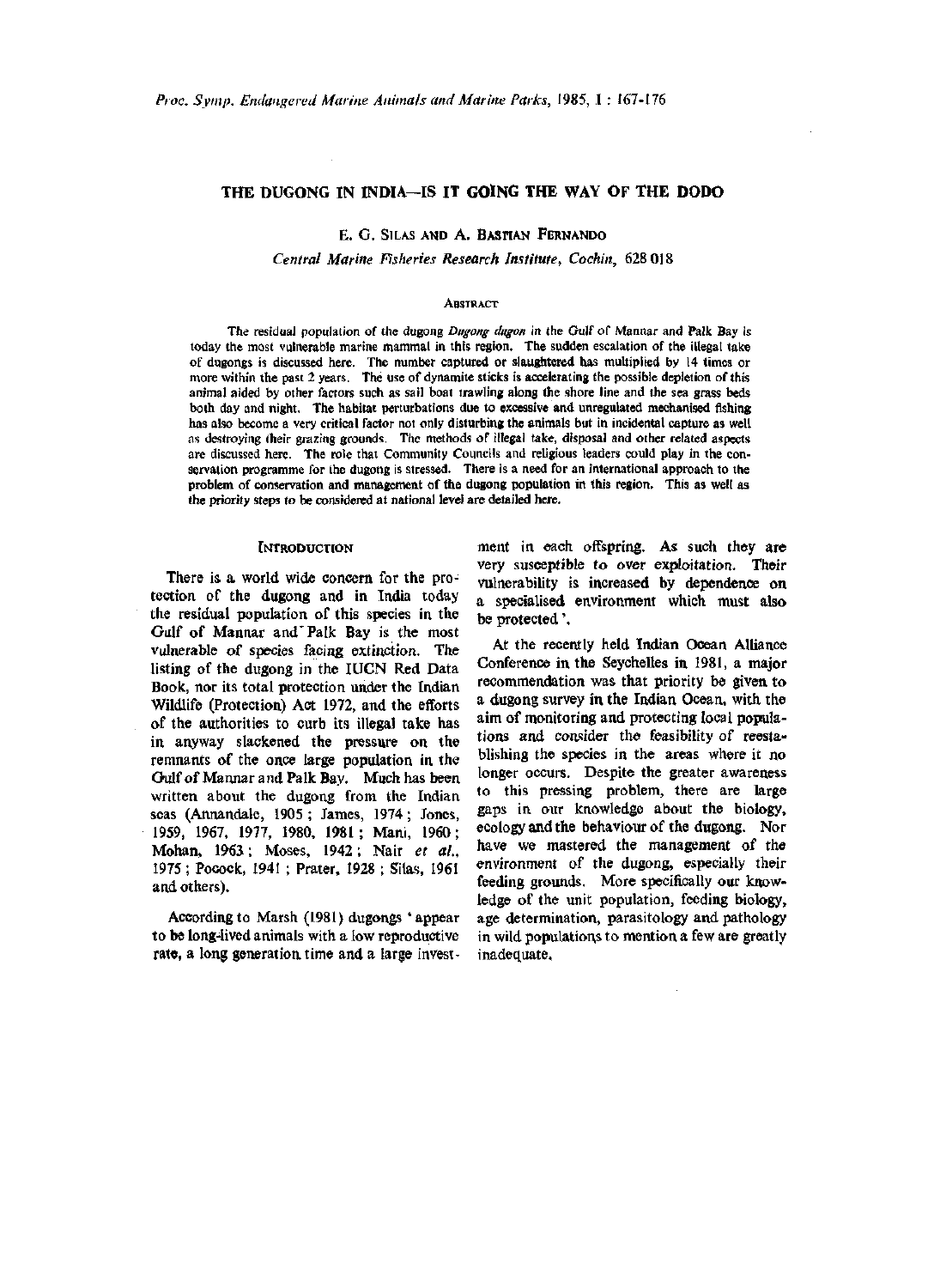# THE DUGONG IN INDIA—IS IT GOING THE WAY OF THE DODO

E. G. SILAS AND A. BASTIAN FERNANDO

*Central Marine Fisheries Research Institute, Cochin, 628 018*

## ABSTRACT

The residual population of the dugong *Dugong dugon* in the Gulf of Mannar and Palk Bay is today the most vulnerable marine mammal in this region. The sudden escalation of the illegal take of dugongs is discussed here. The number captured or slaughtered has multiplied by 14 times or more within the past 2 years. The use of dynamite sticks is accelerating the possible depletion of this animal aided by other factors such as sail boat trawling along the shore line and the sea grass beds both day and night. The habitat perturbations due to excessive and unregulated mechanised fishing has also become a very critical factor not only disturbing the animals but in incidental capture as well as destroying their grazing grounds. The methods of illegal take, disposal and other related aspects are discussed here. The role that Community Councils and religious leaders could play in the conservation programme for the dugong is stressed. There is a need for an international approach to the problem of conservation and management of the dugong population in this region. This as well as the priority steps to be considered at national level are detailed here.

## INTRODUCTION

There is a world wide concern for the protection of the dugong and in India today the residual population of this species in the Gulf of Mannar and Palk Bay is the most vulnerable of species facing extinction. The listing of the dugong in the IUCN Red Data Book, nor its total protection under the Indian Wildlife (Protection) Act 1972, and the efforts of the authorities to curb its illegal take has in anyway slackened the pressure on the remnants of the once large population in the Gulf of Mannar and Palk Bay. Much has been written about the dugong from the Indian seas (Annandale, 1905 ; James, 1974 ; Jones, 1959, 1967, 1977, 1980, 1981 ; Mani, 1960 ; Mohan, 1963 ; Moses, 1942 ; Nair *et al.*, 1975 ; Pocock, 1941 ; Prater, 1928 ; Silas, 1961 and others).

According to Marsh (1981) dugongs 'appear to be long-lived animals with a low reproductive rate, a long generation time and a large investment in each offspring. As such they are very susceptible to over exploitation. Their vulnerability is increased by dependence on a specialised environment which must also be protected '.

At the recently held Indian Ocean Alliance Conference in the Seychelles in 1981, a major recommendation was that priority be given to a dugong survey in the Indian Ocean, with the aim of monitoring and protecting local populations and consider the feasibility of reestablishing the species in the areas where it no longer occurs. Despite the greater awareness to this pressing problem, there are large gaps in our knowledge about the biology, ecology and the behaviour of the dugong. Nor have we mastered the management of the environment of the dugong, especially their feeding grounds. More specifically our knowledge of the unit population, feeding biology, age determination, parasitology and pathology in wild populations to mention a few are greatly inadequate.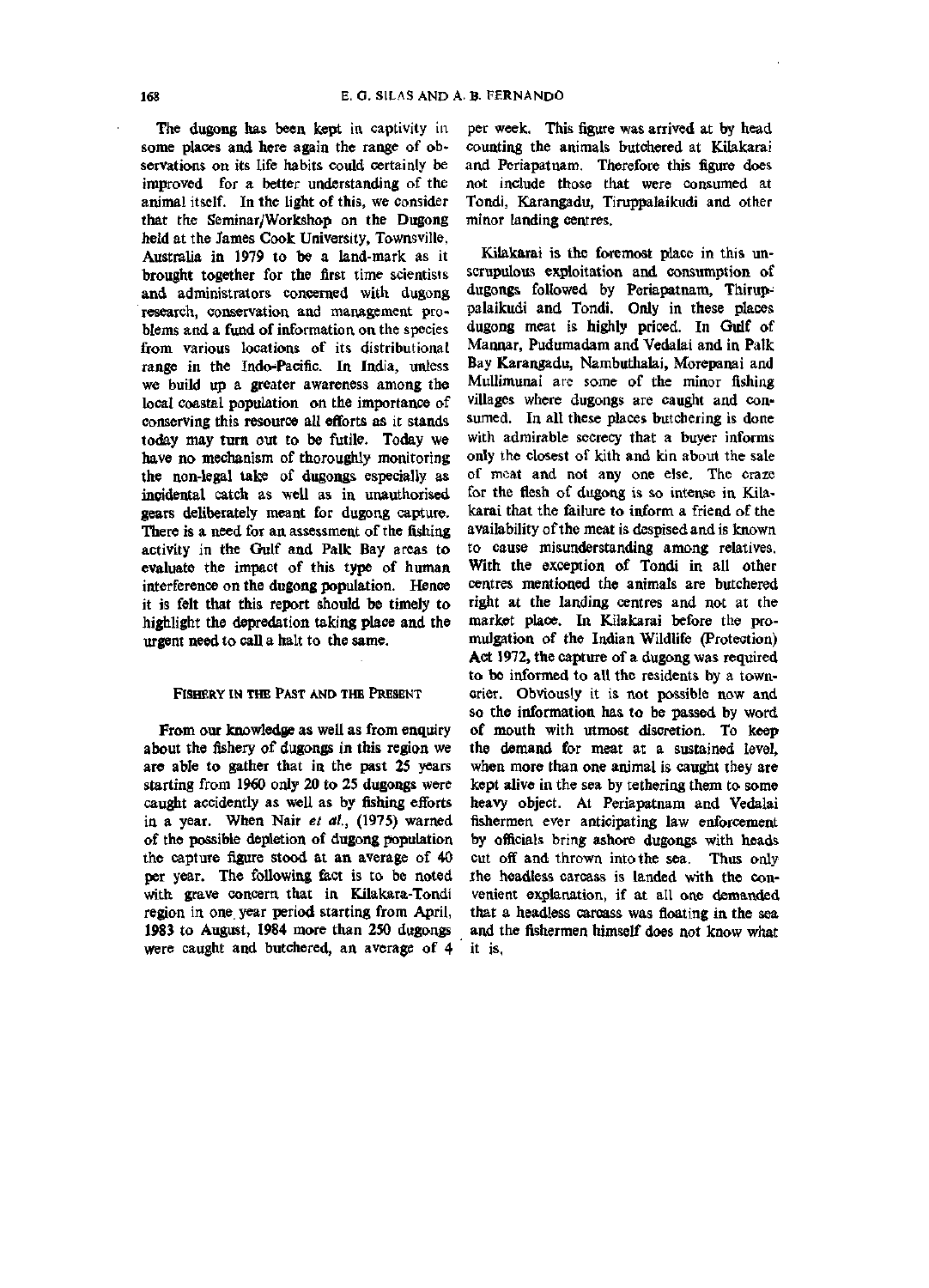The dugong has been kept in captivity in some places and here again the range of observations on its life habits could certainly be improved for a better understanding of the animal itself. In the light of this, we consider that the Seminar/Workshop on the Dugong held at the James Cook University, Townsville, Australia in 1979 to be a land-mark as it brought together for the first time scientists and administrators concerned with dugong research, conservation and management problems and a fund of information on the species from various locations of its distributional range in the Indo-Pacific. In India, unless we build up a greater awareness among the local coastal population on the importance of conserving this resource all efforts as it stands today may turn out to be futile. Today we have no mechanism of thoroughly monitoring the non-legal take of dugongs especially as incidental catch as well as in unauthorised gears deliberately meant for dugong capture. There is a need for an assessment of the fishing activity in the Gulf and Palk Bay areas to evaluate the impact of this type of human interference on the dugong population. Hence it is felt that this report should be timely to highlight the depredation taking place and the urgent need to call a halt to the same.

## Fishery in the Past and the Present

From our knowledge as well as from enquiry about the fishery of dugongs in this region we are able to gather that in the past 25 years starting from 1960 only 20 to 25 dugongs were caught accidently as well as by fishing efforts in a year. When Nair *et al.*, (1975) warned of the possible depletion of dugong population the capture figure stood at an average of 40 per year. The following fact is to be noted with grave concern that in Kilakara-Tondi region in one year period starting from April, 1983 to August, 1984 more than 250 dugongs were caught and butchered, an average of 4 per week. This figure was arrived at by head counting the animals butchered at Kilakarai and Periapatnam. Therefore this figure does not include those that were consumed at Tondi, Karangadu, Tiruppalaikudi and other minor landing centres.

Kilakarai is the foremost place in this unscrupulous exploitation and consumption of dugongs followed by Periapatnam, Thiruppalaikudi and Tondi. Only in these places dugong meat is highly priced. In Gulf of Mannar, Pudumadam and Vedalai and in Palk Bay Karangadu, Nambuthalai, Morepanai and Mullimunai are some of the minor fishing villages where dugongs are caught and consumed. In all these places butchering is done with admirable secrecy that a buyer informs only the closest of kith and kin about the sale of meat and not any one else. The craze for the flesh of dugong is so intense in Kilakarai that the failure to inform a friend of the availability of the meat is despised and is known to cause misunderstanding among relatives. With the exception of Tondi in all other centres mentioned the animals are butchered right at the landing centres and not at the market place. In Kilakarai before the promulgation of the Indian Wildlife (Protection) Act 1972, the capture of a dugong was required to be informed to all the residents by a town-crier. Obviously it is not possible now and so the information has to be passed by word of mouth with utmost discretion. To keep the demand for meat at a sustained level, when more than one animal is caught they are kept alive in the sea by tethering them to some heavy object. At Periapatnam and Vedalai fishermen ever anticipating law enforcement by officials bring ashore dugongs with heads cut off and thrown into the sea. Thus only the headless carcass is landed with the convenient explanation, if at all one demanded that a headless carcass was floating in the sea and the fishermen himself does not know what it is.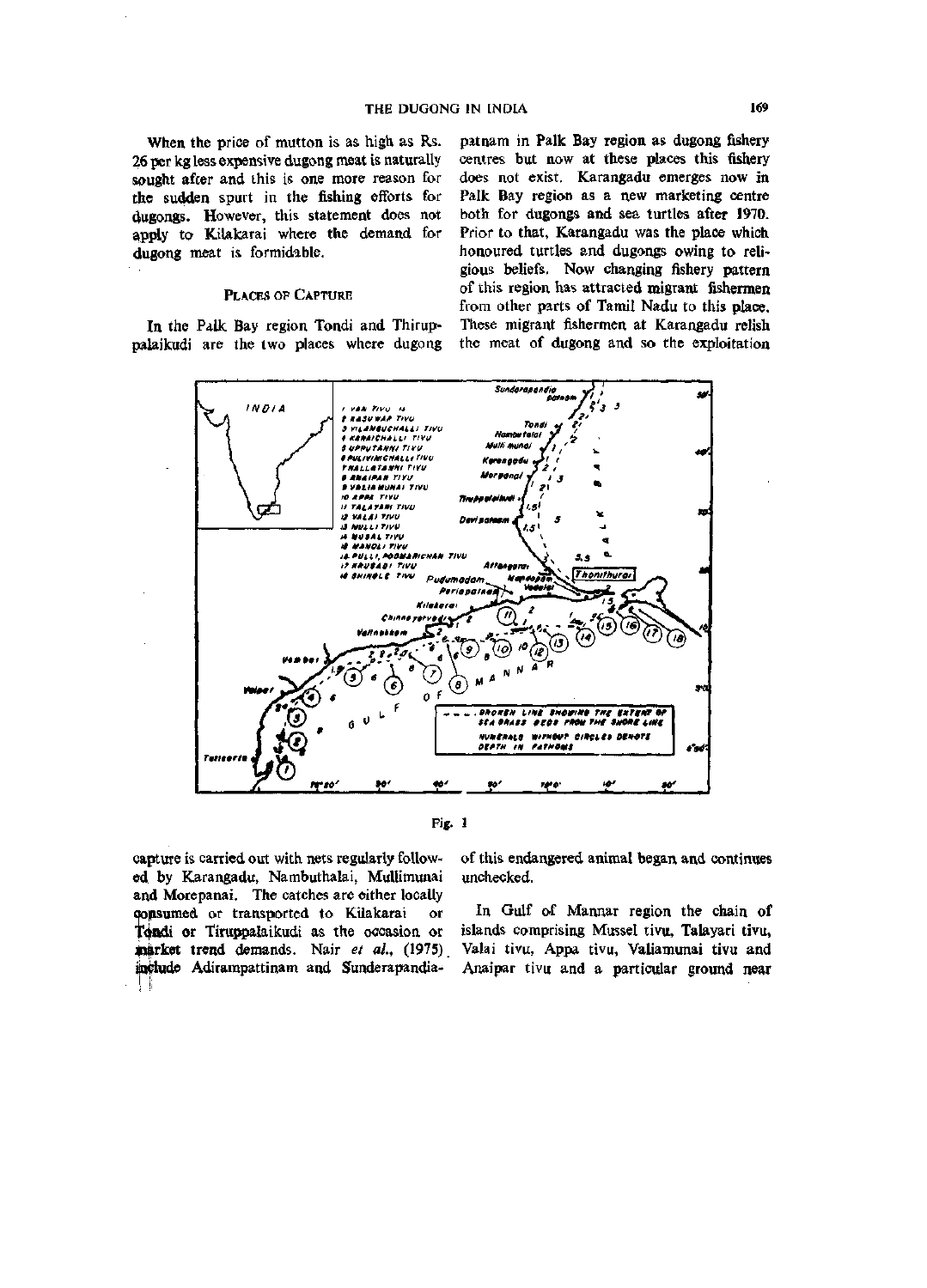When the price of mutton is as high as Rs. 26 per kg less expensive dugong meat is naturally sought after and this is one more reason for the sudden spurt in the fishing efforts for dugongs. However, this statement does not apply to Kilakarai where the demand for dugong meat is formidable.

## PLACES OF CAPTURE

In the Palk Bay region Tondi and Thiruppalaikudi are the two places where dugong capture is carried out with nets regularly followed by Karangadu, Nambuthalai, Mullimunai and Morepanai. The catches are either locally consumed or transported to Kilakarai or Tondi or Tiruppalaikudi as the occasion or market trend demands. Nair *et al.*, (1975) include Adirampattinam and Sunderapandiapatnam in Palk Bay region as dugong fishery centres but now at these places this fishery does not exist. Karangadu emerges now in Palk Bay region as a new marketing centre both for dugongs and sea turtles after 1970. Prior to that, Karangadu was the place which honoured turtles and dugongs owing to religious beliefs. Now changing fishery pattern of this region has attracted migrant fishermen from other parts of Tamil Nadu to this place. These migrant fishermen at Karangadu relish the meat of dugong and so the exploitation of this endangered animal began and continues unchecked.

Fig. 1

In Gulf of Mannar region the chain of islands comprising Mussel tivu, Talayari tivu, Valai tivu, Appa tivu, Valiamunai tivu and Anaipar tivu and a particular ground near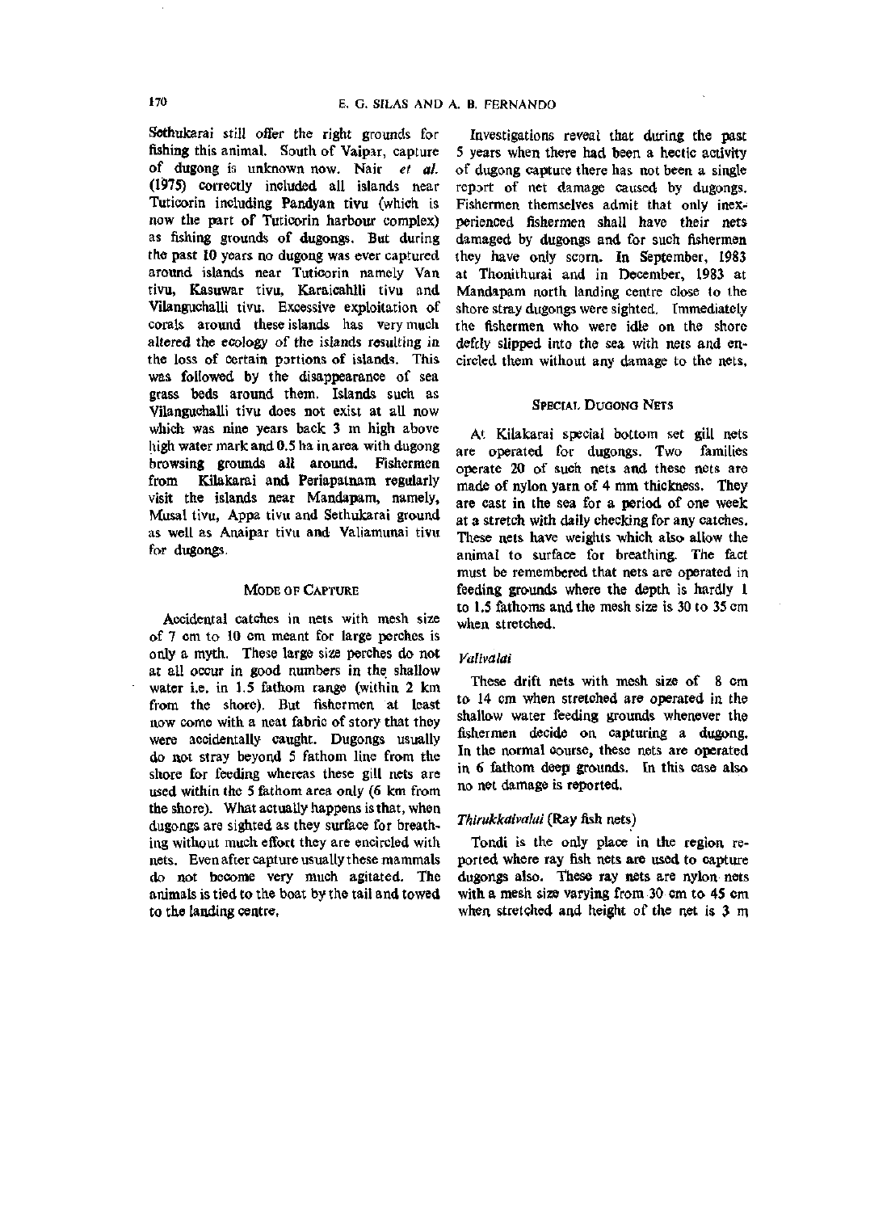Sethukarai still offer the right grounds for fishing this animal. South of Vaipar, capture of dugong is unknown now. Nair *et al.* (1975) correctly included all islands near Tuticorin including Pandyan tivu (which is now the part of Tuticorin harbour complex) as fishing grounds of dugongs. But during the past 10 years no dugong was ever captured around islands near Tuticorin namely Van tivu, Kasuwar tivu, Karaicahlli tivu and Vilanguchalli tivu. Excessive exploitation of corals around these islands has very much altered the ecology of the islands resulting in the loss of certain portions of islands. This was followed by the disappearance of sea grass beds around them. Islands such as Vilanguchalli tivu does not exist at all now which was nine years back 3 m high above high water mark and 0.5 ha in area with dugong browsing grounds all around. Fishermen from Kilakarai and Periapatnam regularly visit the islands near Mandapam, namely, Musal tivu, Appa tivu and Sethukarai ground as well as Anaipar tivu and Valiamunai tivu for dugongs.

## Mode of Capture

Accidental catches in nets with mesh size of 7 cm to 10 cm meant for large perches is only a myth. These large size perches do not at all occur in good numbers in the shallow water i.e. in 1.5 fathom range (within 2 km from the shore). But fishermen at least now come with a neat fabric of story that they were accidentally caught. Dugongs usually do not stray beyond 5 fathom line from the shore for feeding whereas these gill nets are used within the 5 fathom area only (6 km from the shore). What actually happens is that, when dugongs are sighted as they surface for breathing without much effort they are encircled with nets. Even after capture usually these mammals do not become very much agitated. The animals is tied to the boat by the tail and towed to the landing centre.

Investigations reveal that during the past 5 years when there had been a hectic activity of dugong capture there has not been a single report of net damage caused by dugongs. Fishermen themselves admit that only inexperienced fishermen shall have their nets damaged by dugongs and for such fishermen they have only scorn. In September, 1983 at Thonithurai and in December, 1983 at Mandapam north landing centre close to the shore stray dugongs were sighted. Immediately the fishermen who were idle on the shore deftly slipped into the sea with nets and encircled them without any damage to the nets.

## Special Dugong Nets

At Kilakarai special bottom set gill nets are operated for dugongs. Two families operate 20 of such nets and these nets are made of nylon yarn of 4 mm thickness. They are cast in the sea for a period of one week at a stretch with daily checking for any catches. These nets have weights which also allow the animal to surface for breathing. The fact must be remembered that nets are operated in feeding grounds where the depth is hardly 1 to 1.5 fathoms and the mesh size is 30 to 35 cm when stretched.

### *Valivalai*

These drift nets with mesh size of 8 cm to 14 cm when stretched are operated in the shallow water feeding grounds whenever the fishermen decide on capturing a dugong. In the normal course, these nets are operated in 6 fathom deep grounds. In this case also no net damage is reported.

### *Thirukkaivalai* (Ray fish nets)

Tondi is the only place in the region reported where ray fish nets are used to capture dugongs also. These ray nets are nylon nets with a mesh size varying from 30 cm to 45 cm when stretched and height of the net is 3 m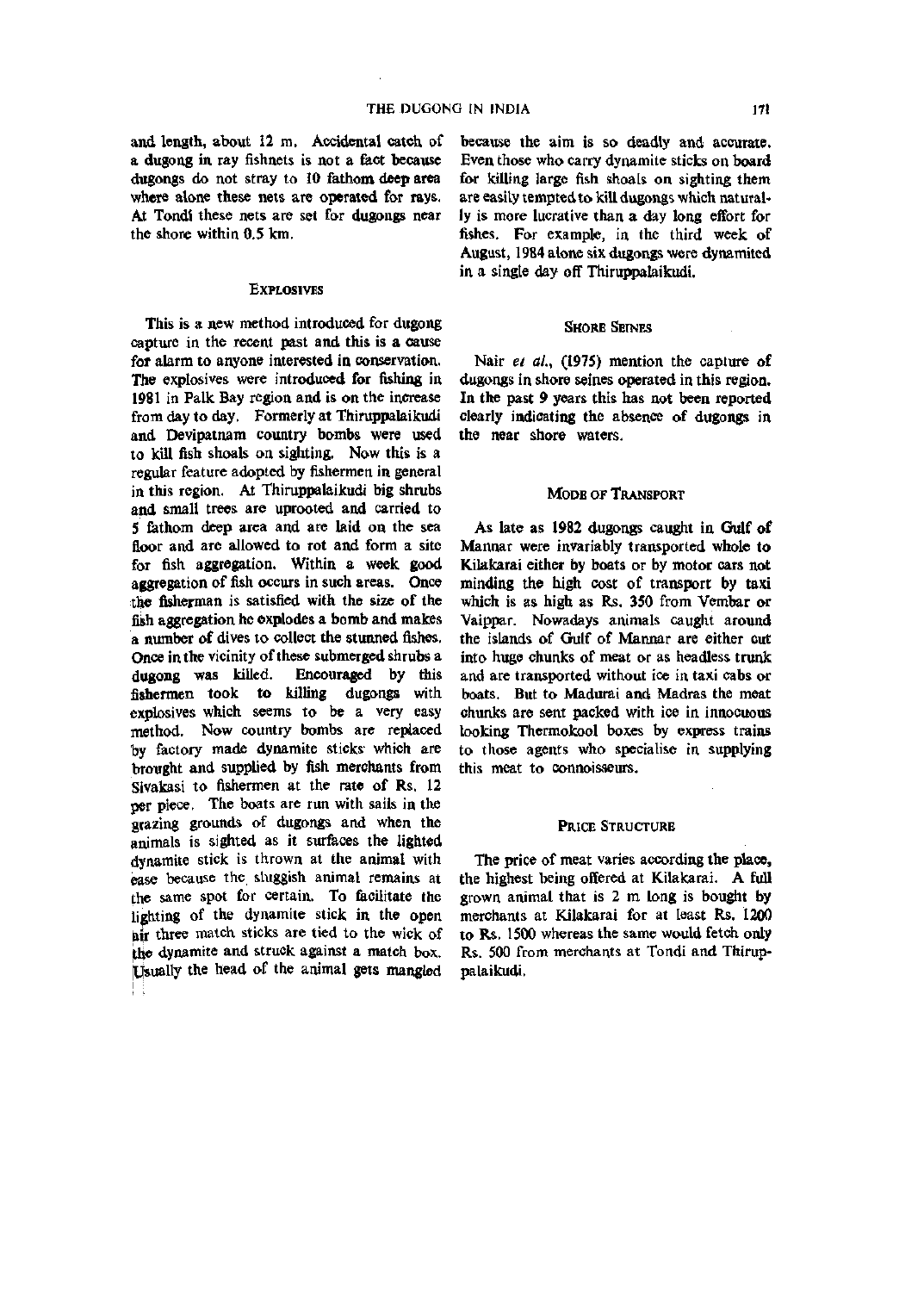and length, about 12 m. Accidental catch of a dugong in ray fishnets is not a fact because dugongs do not stray to 10 fathom deep area where alone these nets are operated for rays. At Tondi these nets are set for dugongs near the shore within 0.5 km.

## Explosives

This is a new method introduced for dugong capture in the recent past and this is a cause for alarm to anyone interested in conservation. The explosives were introduced for fishing in 1981 in Palk Bay region and is on the increase from day to day. Formerly at Thiruppalaikudi and Devipatnam country bombs were used to kill fish shoals on sighting. Now this is a regular feature adopted by fishermen in general in this region. At Thiruppalaikudi big shrubs and small trees are uprooted and carried to 5 fathom deep area and are laid on the sea floor and are allowed to rot and form a site for fish aggregation. Within a week good aggregation of fish occurs in such areas. Once the fisherman is satisfied with the size of the fish aggregation he explodes a bomb and makes a number of dives to collect the stunned fishes. Once in the vicinity of these submerged shrubs a dugong was killed. Encouraged by this fishermen took to killing dugongs with explosives which seems to be a very easy method. Now country bombs are replaced by factory made dynamite sticks which are brought and supplied by fish merchants from Sivakasi to fishermen at the rate of Rs. 12 per piece. The boats are run with sails in the grazing grounds of dugongs and when the animals is sighted as it surfaces the lighted dynamite stick is thrown at the animal with ease because the sluggish animal remains at the same spot for certain. To facilitate the lighting of the dynamite stick in the open air three match sticks are tied to the wick of the dynamite and struck against a match box. Usually the head of the animal gets mangled because the aim is so deadly and accurate. Even those who carry dynamite sticks on board for killing large fish shoals on sighting them are easily tempted to kill dugongs which naturally is more lucrative than a day long effort for fishes. For example, in the third week of August, 1984 alone six dugongs were dynamited in a single day off Thiruppalaikudi.

## Shore Seines

Nair *et al.*, (1975) mention the capture of dugongs in shore seines operated in this region. In the past 9 years this has not been reported clearly indicating the absence of dugongs in the near shore waters.

## Mode of Transport

As late as 1982 dugongs caught in Gulf of Mannar were invariably transported whole to Kilakarai either by boats or by motor cars not minding the high cost of transport by taxi which is as high as Rs. 350 from Vembar or Vaippar. Nowadays animals caught around the islands of Gulf of Mannar are either cut into huge chunks of meat or as headless trunk and are transported without ice in taxi cabs or boats. But to Madurai and Madras the meat chunks are sent packed with ice in innocuous looking Thermokool boxes by express trains to those agents who specialise in supplying this meat to connoisseurs.

## Price Structure

The price of meat varies according the place, the highest being offered at Kilakarai. A full grown animal that is 2 m long is bought by merchants at Kilakarai for at least Rs. 1200 to Rs. 1500 whereas the same would fetch only Rs. 500 from merchants at Tondi and Thiruppalaikudi.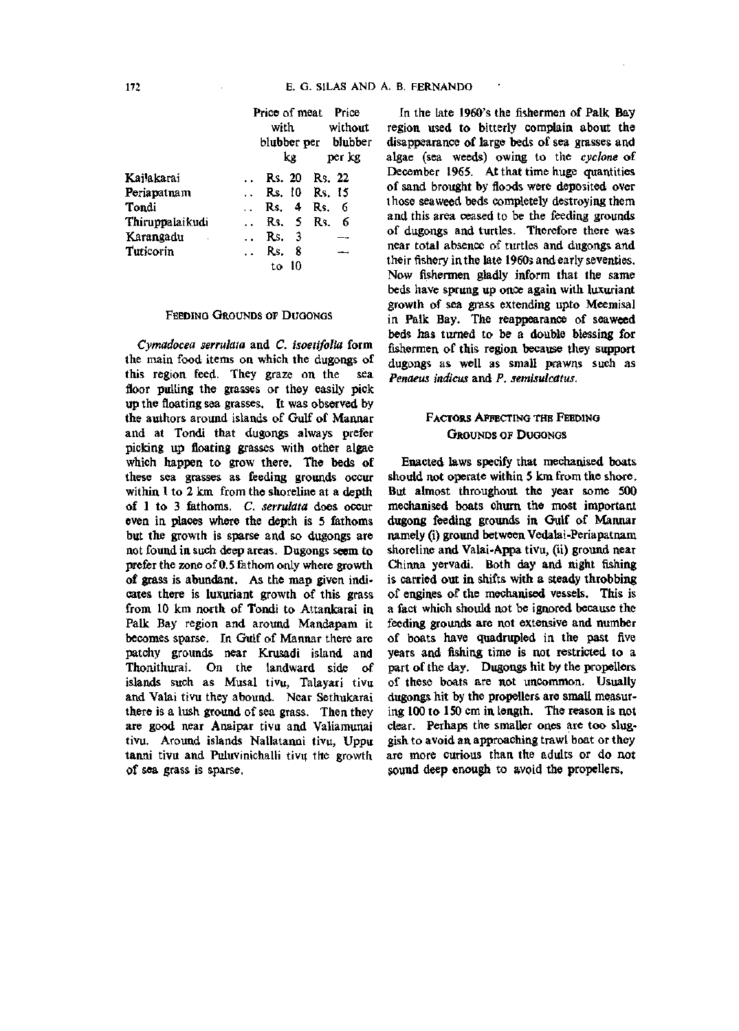| | Price of meat with blubber per kg | Price without blubber per kg |
|---|---|---|
| Kailakarai | Rs. 20 | Rs. 22 |
| Periapatnam | Rs. 10 | Rs. 15 |
| Tondi | Rs. 4 | Rs. 6 |
| Thiruppalaikudi | Rs. 5 | Rs. 6 |
| Karangadu | Rs. 3 | — |
| Tuticorin | Rs. 8 to 10 | — |

## Feeding Grounds of Dugongs

*Cymadocea serrulata* and *C. isoetifolia* form the main food items on which the dugongs of this region feed. They graze on the sea floor pulling the grasses or they easily pick up the floating sea grasses. It was observed by the authors around islands of Gulf of Mannar and at Tondi that dugongs always prefer picking up floating grasses with other algae which happen to grow there. The beds of these sea grasses as feeding grounds occur within 1 to 2 km from the shoreline at a depth of 1 to 3 fathoms. *C. serrulata* does occur even in places where the depth is 5 fathoms but the growth is sparse and so dugongs are not found in such deep areas. Dugongs seem to prefer the zone of 0.5 fathom only where growth of grass is abundant. As the map given indicates there is luxuriant growth of this grass from 10 km north of Tondi to Attankarai in Palk Bay region and around Mandapam it becomes sparse. In Gulf of Mannar there are patchy grounds near Krusadi island and Thonithurai. On the landward side of islands such as Musal tivu, Talayari tivu and Valai tivu they abound. Near Sethukarai there is a lush ground of sea grass. Then they are good near Anaipar tivu and Valiamunai tivu. Around islands Nallatanni tivu, Uppu tanni tivu and Puluvinichalli tivu the growth of sea grass is sparse.

In the late 1960's the fishermen of Palk Bay region used to bitterly complain about the disappearance of large beds of sea grasses and algae (sea weeds) owing to the *cyclone* of December 1965. At that time huge quantities of sand brought by floods were deposited over those seaweed beds completely destroying them and this area ceased to be the feeding grounds of dugongs and turtles. Therefore there was near total absence of turtles and dugongs and their fishery in the late 1960s and early seventies. Now fishermen gladly inform that the same beds have sprung up once again with luxuriant growth of sea grass extending upto Meemisal in Palk Bay. The reappearance of seaweed beds has turned to be a double blessing for fishermen of this region because they support dugongs as well as small prawns such as *Penaeus indicus* and *P. semisulcatus*.

## Factors Affecting the Feeding Grounds of Dugongs

Enacted laws specify that mechanised boats should not operate within 5 km from the shore. But almost throughout the year some 500 mechanised boats churn the most important dugong feeding grounds in Gulf of Mannar namely (i) ground between Vedalai-Periapatnam shoreline and Valai-Appa tivu, (ii) ground near Chinna yervadi. Both day and night fishing is carried out in shifts with a steady throbbing of engines of the mechanised vessels. This is a fact which should not be ignored because the feeding grounds are not extensive and number of boats have quadrupled in the past five years and fishing time is not restricted to a part of the day. Dugongs hit by the propellers of these boats are not uncommon. Usually dugongs hit by the propellers are small measuring 100 to 150 cm in length. The reason is not clear. Perhaps the smaller ones are too sluggish to avoid an approaching trawl boat or they are more curious than the adults or do not sound deep enough to avoid the propellers.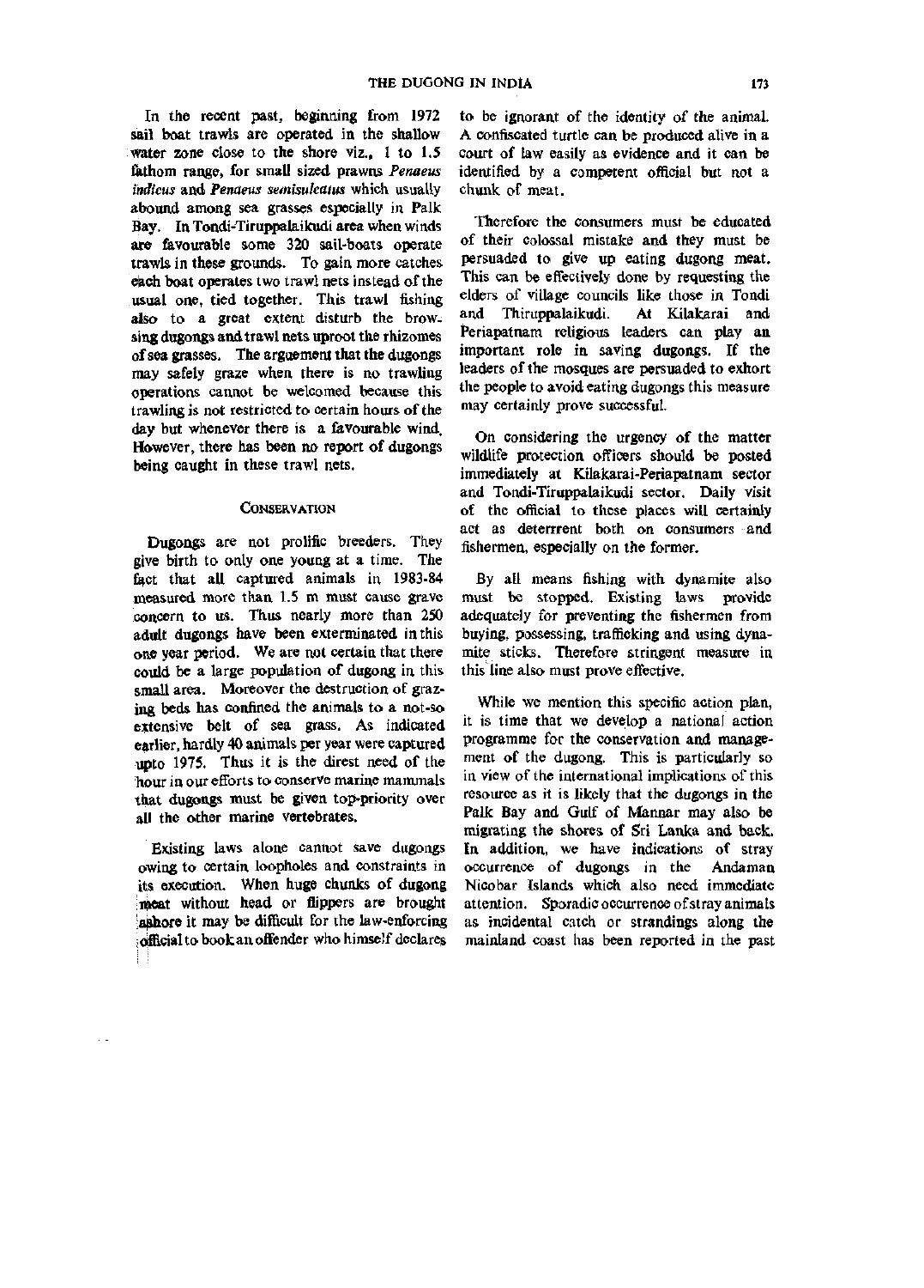In the recent past, beginning from 1972 sail boat trawls are operated in the shallow water zone close to the shore viz., 1 to 1.5 fathom range, for small sized prawns *Penaeus indicus* and *Penaeus semisulcatus* which usually abound among sea grasses especially in Palk Bay. In Tondi-Tiruppalaikudi area when winds are favourable some 320 sail-boats operate trawls in these grounds. To gain more catches each boat operates two trawl nets instead of the usual one, tied together. This trawl fishing also to a great extent disturb the browsing dugongs and trawl nets uproot the rhizomes of sea grasses. The arguement that the dugongs may safely graze when there is no trawling operations cannot be welcomed because this trawling is not restricted to certain hours of the day but whenever there is a favourable wind. However, there has been no report of dugongs being caught in these trawl nets.

## Conservation

Dugongs are not prolific breeders. They give birth to only one young at a time. The fact that all captured animals in 1983-84 measured more than 1.5 m must cause grave concern to us. Thus nearly more than 250 adult dugongs have been exterminated in this one year period. We are not certain that there could be a large population of dugong in this small area. Moreover the destruction of grazing beds has confined the animals to a not-so extensive belt of sea grass. As indicated earlier, hardly 40 animals per year were captured upto 1975. Thus it is the direst need of the hour in our efforts to conserve marine mammals that dugongs must be given top-priority over all the other marine vertebrates.

Existing laws alone cannot save dugongs owing to certain loopholes and constraints in its execution. When huge chunks of dugong meat without head or flippers are brought ashore it may be difficult for the law-enforcing official to book an offender who himself declares to be ignorant of the identity of the animal. A confiscated turtle can be produced alive in a court of law easily as evidence and it can be identified by a competent official but not a chunk of meat.

Therefore the consumers must be educated of their colossal mistake and they must be persuaded to give up eating dugong meat. This can be effectively done by requesting the elders of village councils like those in Tondi and Thiruppalaikudi. At Kilakarai and Periapatnam religious leaders can play an important role in saving dugongs. If the leaders of the mosques are persuaded to exhort the people to avoid eating dugongs this measure may certainly prove successful.

On considering the urgency of the matter wildlife protection officers should be posted immediately at Kilakarai-Periapatnam sector and Tondi-Tiruppalaikudi sector. Daily visit of the official to these places will certainly act as deterrrent both on consumers and fishermen, especially on the former.

By all means fishing with dynamite also must be stopped. Existing laws provide adequately for preventing the fishermen from buying, possessing, trafficking and using dynamite sticks. Therefore stringent measure in this line also must prove effective.

While we mention this specific action plan, it is time that we develop a national action programme for the conservation and management of the dugong. This is particularly so in view of the international implications of this resource as it is likely that the dugongs in the Palk Bay and Gulf of Mannar may also be migrating the shores of Sri Lanka and back. In addition, we have indications of stray occurrence of dugongs in the Andaman Nicobar Islands which also need immediate attention. Sporadic occurrence of stray animals as incidental catch or strandings along the mainland coast has been reported in the past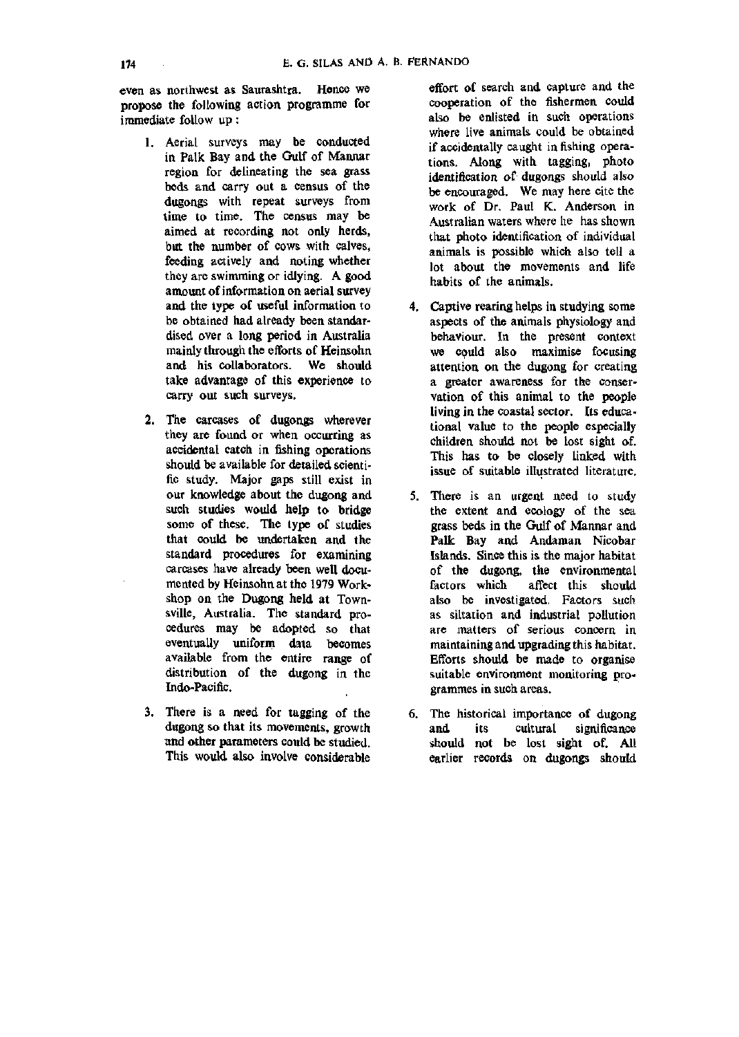even as northwest as Saurashtra. Hence we propose the following action programme for immediate follow up :

1. Aerial surveys may be conducted in Palk Bay and the Gulf of Mannar region for delineating the sea grass beds and carry out a census of the dugongs with repeat surveys from time to time. The census may be aimed at recording not only herds, but the number of cows with calves, feeding actively and noting whether they are swimming or idlying. A good amount of information on aerial survey and the type of useful information to be obtained had already been standardised over a long period in Australia mainly through the efforts of Heinsohn and his collaborators. We should take advantage of this experience to carry out such surveys.

2. The carcases of dugongs wherever they are found or when occurring as accidental catch in fishing operations should be available for detailed scientific study. Major gaps still exist in our knowledge about the dugong and such studies would help to bridge some of these. The type of studies that could be undertaken and the standard procedures for examining carcases have already been well documented by Heinsohn at the 1979 Workshop on the Dugong held at Townsville, Australia. The standard procedures may be adopted so that eventually uniform data becomes available from the entire range of distribution of the dugong in the Indo-Pacific.

3. There is a need for tagging of the dugong so that its movements, growth and other parameters could be studied. This would also involve considerable effort of search and capture and the cooperation of the fishermen could also be enlisted in such operations where live animals could be obtained if accidentally caught in fishing operations. Along with tagging, photo identification of dugongs should also be encouraged. We may here cite the work of Dr. Paul K. Anderson in Australian waters where he has shown that photo identification of individual animals is possible which also tell a lot about the movements and life habits of the animals.

4. Captive rearing helps in studying some aspects of the animals physiology and behaviour. In the present context we could also maximise focusing attention on the dugong for creating a greater awareness for the conservation of this animal to the people living in the coastal sector. Its educational value to the people especially children should not be lost sight of. This has to be closely linked with issue of suitable illustrated literature.

5. There is an urgent need to study the extent and ecology of the sea grass beds in the Gulf of Mannar and Palk Bay and Andaman Nicobar Islands. Since this is the major habitat of the dugong, the environmental factors which affect this should also be investigated. Factors such as siltation and industrial pollution are matters of serious concern in maintaining and upgrading this habitat. Efforts should be made to organise suitable environment monitoring programmes in such areas.

6. The historical importance of dugong and its cultural significance should not be lost sight of. All earlier records on dugongs should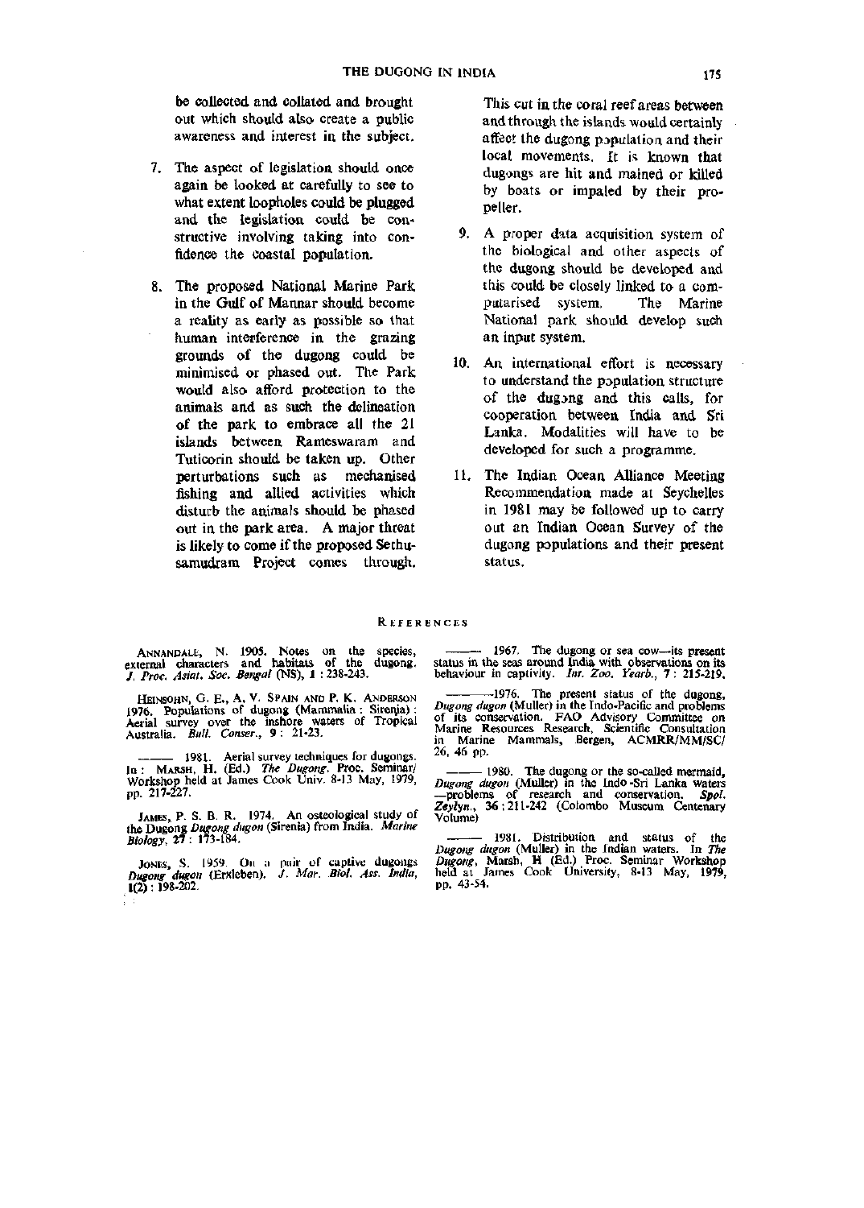be collected and collated and brought out which should also create a public awareness and interest in the subject.

7. The aspect of legislation should once again be looked at carefully to see to what extent loopholes could be plugged and the legislation could be constructive involving taking into confidence the coastal population.

8. The proposed National Marine Park in the Gulf of Mannar should become a reality as early as possible so that human interference in the grazing grounds of the dugong could be minimised or phased out. The Park would also afford protection to the animals and as such the delineation of the park to embrace all the 21 islands between Rameswaram and Tuticorin should be taken up. Other perturbations such as mechanised fishing and allied activities which disturb the animals should be phased out in the park area. A major threat is likely to come if the proposed Sethusamudram Project comes through. This cut in the coral reef areas between and through the islands would certainly affect the dugong population and their local movements. It is known that dugongs are hit and maimed or killed by boats or impaled by their propeller.

9. A proper data acquisition system of the biological and other aspects of the dugong should be developed and this could be closely linked to a computarised system. The Marine National park should develop such an input system.

10. An international effort is necessary to understand the population structure of the dugong and this calls, for cooperation between India and Sri Lanka. Modalities will have to be developed for such a programme.

11. The Indian Ocean Alliance Meeting Recommendation made at Seychelles in 1981 may be followed up to carry out an Indian Ocean Survey of the dugong populations and their present status.

## References

ANNANDALE, N. 1905. Notes on the species, external characters and habitats of the dugong. *J. Proc. Asiat. Soc. Bengal* (NS), 1 : 238-243.

HEINSOHN, G. E., A. V. SPAIN AND P. K. ANDERSON 1976. Populations of dugong (Mammalia : Sirenia) : Aerial survey over the inshore waters of Tropical Australia. *Bull. Conser.*, 9 : 21-23.

——— 1981. Aerial survey techniques for dugongs. In : MARSH, H. (Ed.) *The Dugong*. Proc. Seminar/ Workshop held at James Cook Univ. 8-13 May, 1979, pp. 217-227.

JAMES, P. S. B. R. 1974. An osteological study of the Dugong *Dugong dugon* (Sirenia) from India. *Marine Biology*, 27 : 173-184.

JONES, S. 1959. On a pair of captive dugongs *Dugong dugon* (Erxleben). *J. Mar. Biol. Ass. India*, 1(2) : 198-202.

——— 1967. The dugong or sea cow—its present status in the seas around India with observations on its behaviour in captivity. *Int. Zoo. Yearb.*, 7 : 215-219.

———1976. The present status of the dugong, *Dugong dugon* (Muller) in the Indo-Pacific and problems of its conservation. FAO Advisory Committee on Marine Resources Research, Scientific Consultation in Marine Mammals, Bergen, ACMRR/MM/SC/ 26, 46 pp.

——— 1980. The dugong or the so-called mermaid, *Dugong dugon* (Muller) in the Indo-Sri Lanka waters —problems of research and conservation. *Spol. Zeylyn.*, 36 : 211-242 (Colombo Museum Centenary Volume)

——— 1981. Distribution and status of the *Dugong dugon* (Muller) in the Indian waters. In *The Dugong*, Marsh, H (Ed.) Proc. Seminar Workshop held at James Cook University, 8-13 May, 1979, pp. 43-54.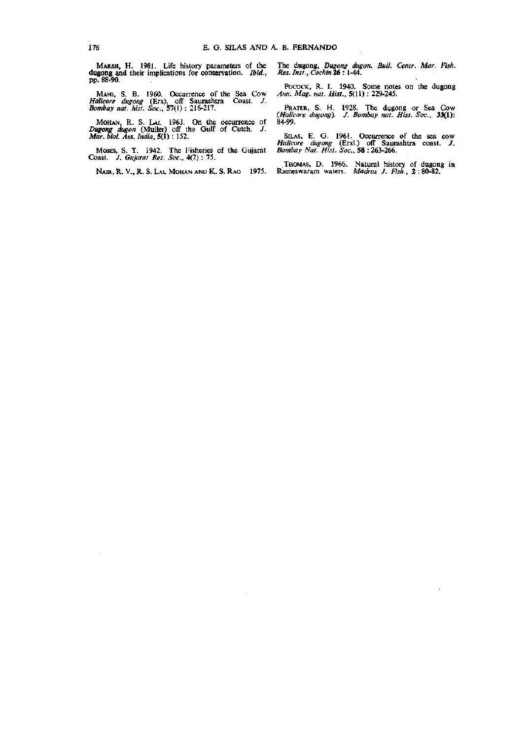MARSH, H. 1981. Life history parameters of the dugong and their implications for conservation. *Ibid.*, pp. 88-90.

MANI, S. B. 1960. Occurrence of the Sea Cow *Halicore dugong* (Erx), off Saurashtra Coast. *J. Bombay nat. hist. Soc.*, **57**(1) : 216-217.

MOHAN, R. S. LAL 1963. On the occurrence of *Dugong dugon* (Muller) off the Gulf of Cutch. *J. Mar. biol. Ass. India*, **5**(1) : 152.

MOSES, S. T. 1942. The Fisheries of the Gujarat Coast. *J. Gujarat Res. Soc.*, **4**(2) : 75.

NAIR, R. V., R. S. LAL MOHAN AND K. S. RAO 1975. The dugong, *Dugong dugon. Bull. Centr. Mar. Fish. Res. Inst., Cochin* **26** : 1-44.

POCOCK, R. I. 1940. Some notes on the dugong *Ann. Mag. nat. Hist.*, **5**(11) : 229-245.

PRATER, S. H. 1928. The dugong or Sea Cow (*Halicore dugong*). *J. Bombay nat. Hist. Soc.*, **33**(1): 84-99.

SILAS, E. G. 1961. Occurrence of the sea cow *Halicore dugong* (Erxl.) off Saurashtra coast. *J. Bombay Nat. Hist. Soc.*, **58** : 263-266.

THOMAS, D. 1966. Natural history of dugong in Rameswaram waters. *Madras J. Fish.*, **2** : 80-82.